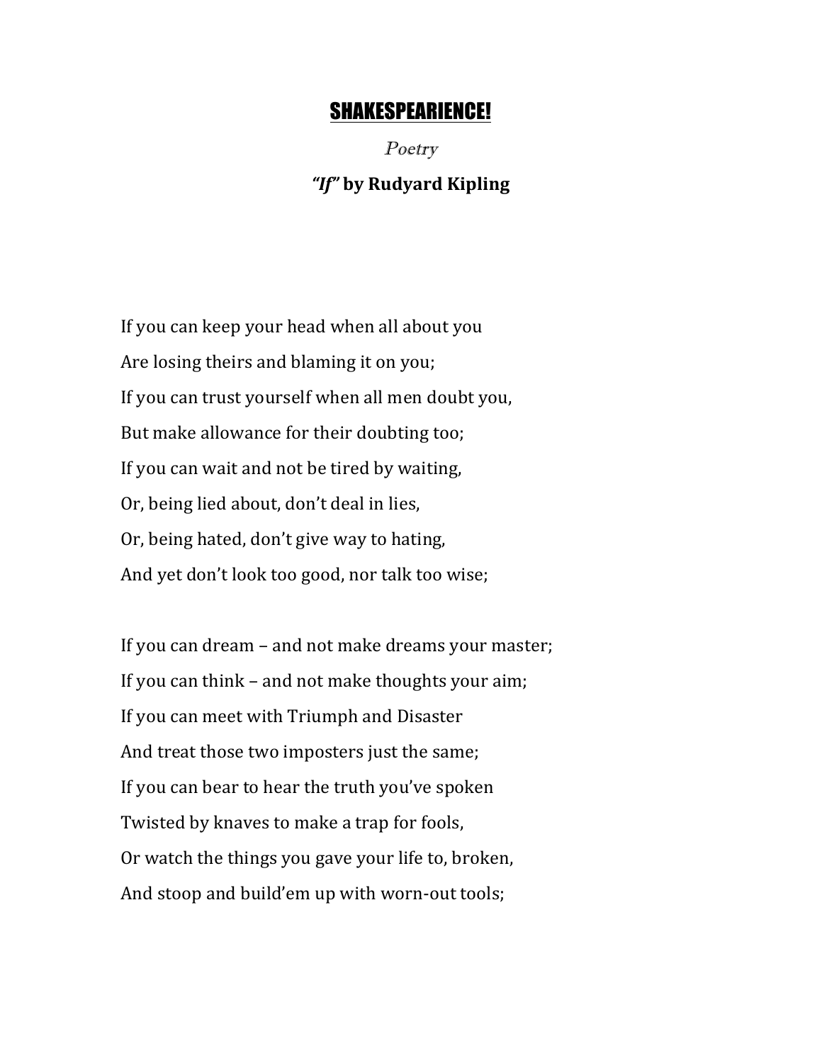# SHAKESPEARIENCE!

*Poetry*

## ***"If"*** **by Rudyard Kipling**

If you can keep your head when all about you  
Are losing theirs and blaming it on you;  
If you can trust yourself when all men doubt you,  
But make allowance for their doubting too;  
If you can wait and not be tired by waiting,  
Or, being lied about, don't deal in lies,  
Or, being hated, don't give way to hating,  
And yet don't look too good, nor talk too wise;

If you can dream – and not make dreams your master;  
If you can think – and not make thoughts your aim;  
If you can meet with Triumph and Disaster  
And treat those two imposters just the same;  
If you can bear to hear the truth you've spoken  
Twisted by knaves to make a trap for fools,  
Or watch the things you gave your life to, broken,  
And stoop and build'em up with worn-out tools;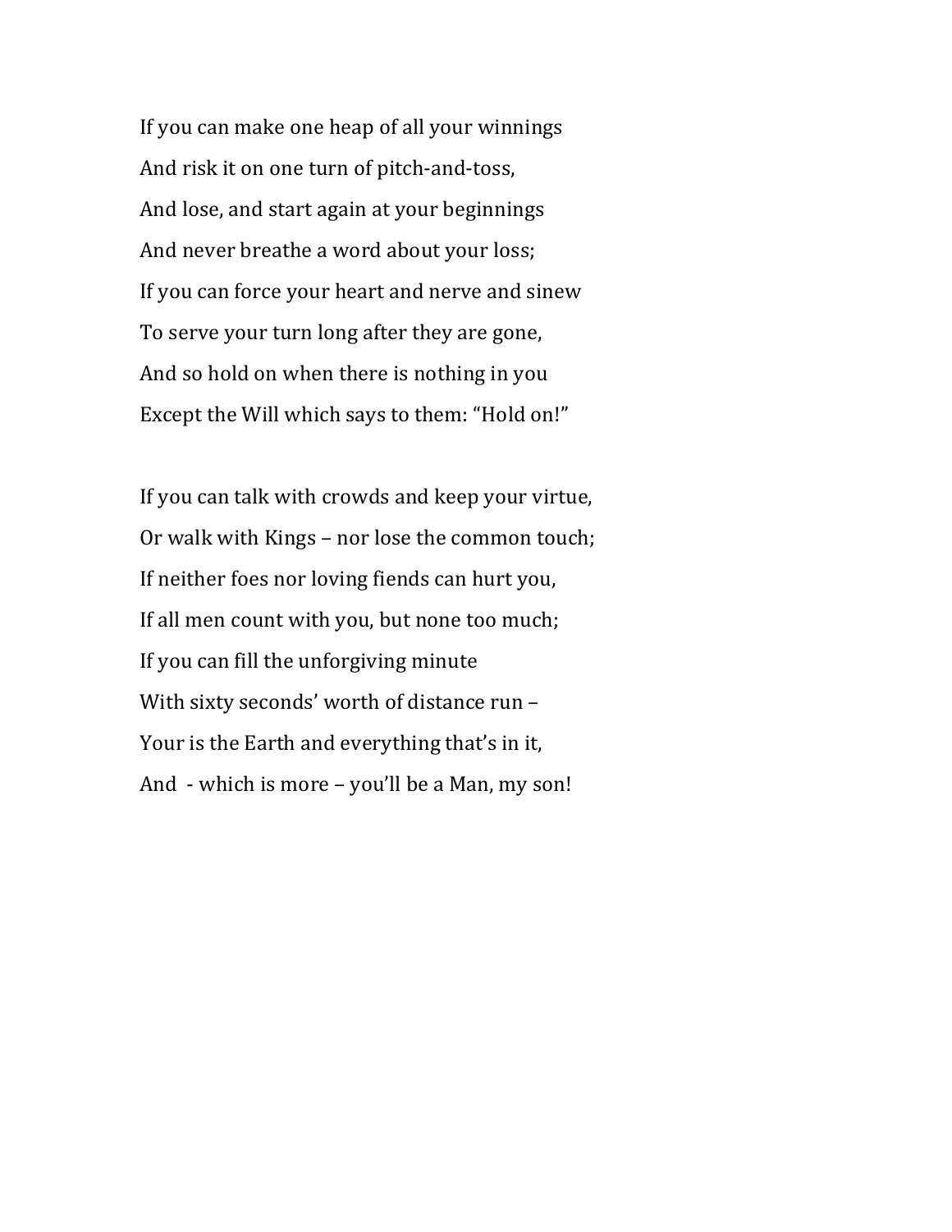If you can make one heap of all your winnings  
And risk it on one turn of pitch-and-toss,  
And lose, and start again at your beginnings  
And never breathe a word about your loss;  
If you can force your heart and nerve and sinew  
To serve your turn long after they are gone,  
And so hold on when there is nothing in you  
Except the Will which says to them: "Hold on!"

If you can talk with crowds and keep your virtue,  
Or walk with Kings – nor lose the common touch;  
If neither foes nor loving fiends can hurt you,  
If all men count with you, but none too much;  
If you can fill the unforgiving minute  
With sixty seconds' worth of distance run –  
Your is the Earth and everything that's in it,  
And  - which is more – you'll be a Man, my son!